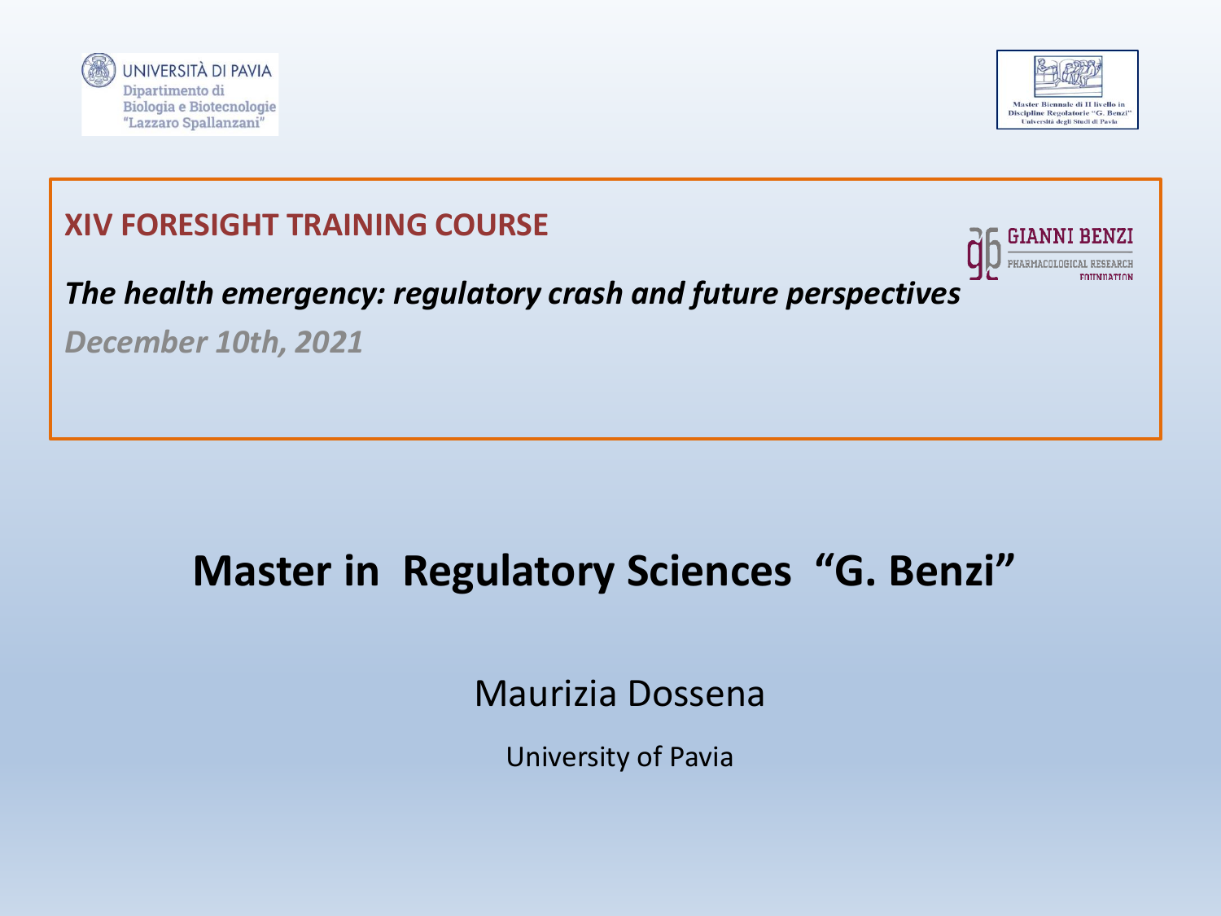UNIVERSITÀ DI PAVIA
Dipartimento di
Biologia e Biotecnologie
"Lazzaro Spallanzani"

Master Biennale di II livello in
Discipline Regolatorie "G. Benzi"
Università degli Studi di Pavia

**XIV FORESIGHT TRAINING COURSE**

GIANNI BENZI
PHARMACOLOGICAL RESEARCH
FOUNDATION

***The health emergency: regulatory crash and future perspectives***

***December 10th, 2021***

# Master in Regulatory Sciences "G. Benzi"

Maurizia Dossena

University of Pavia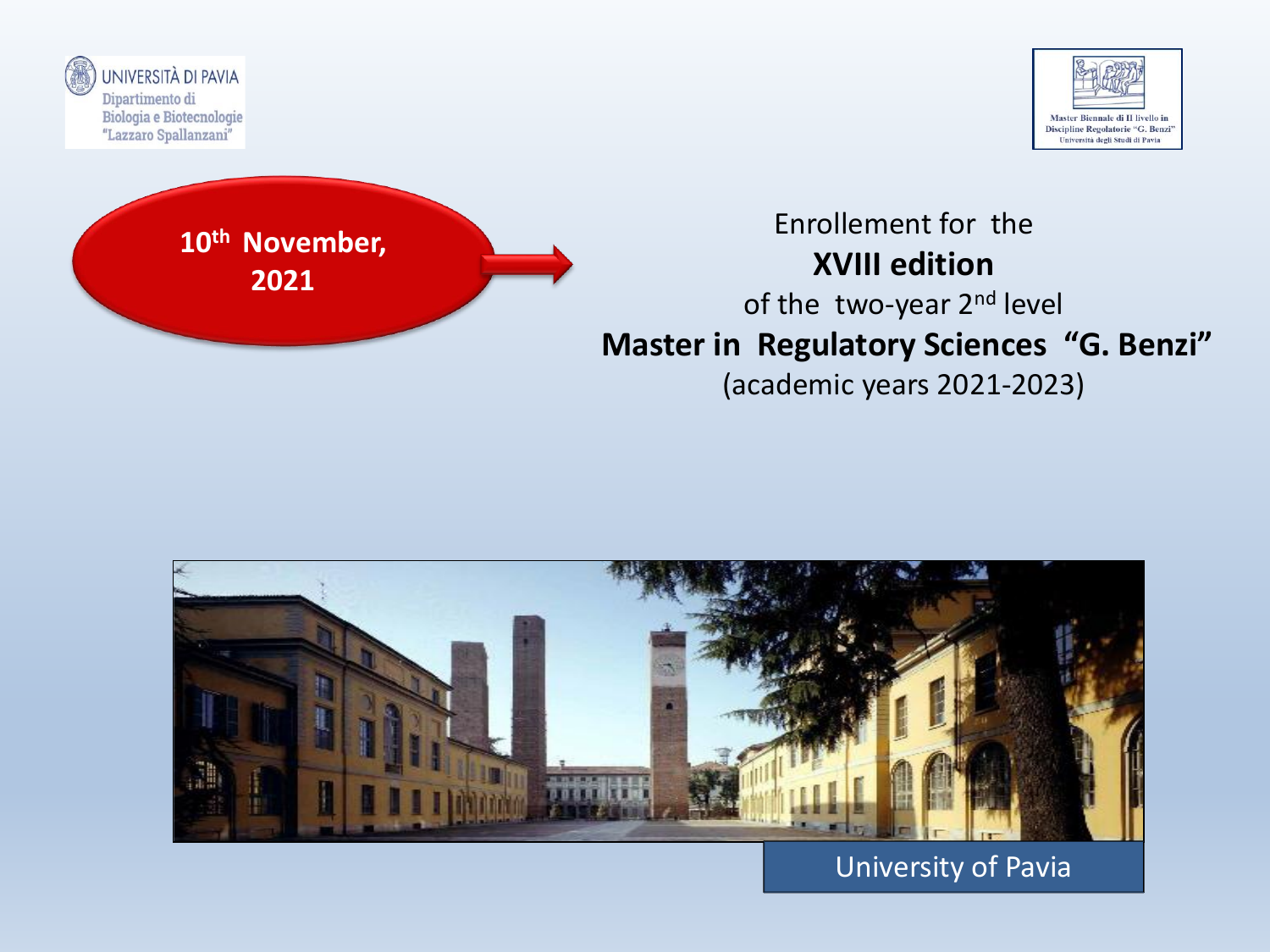UNIVERSITÀ DI PAVIA
Dipartimento di
Biologia e Biotecnologie
"Lazzaro Spallanzani"

Master Biennale di II livello in
Discipline Regolatorie "G. Benzi"
Università degli Studi di Pavia

**10th November, 2021**

Enrollement for the
**XVIII edition**
of the two-year 2nd level
**Master in Regulatory Sciences "G. Benzi"**
(academic years 2021-2023)

University of Pavia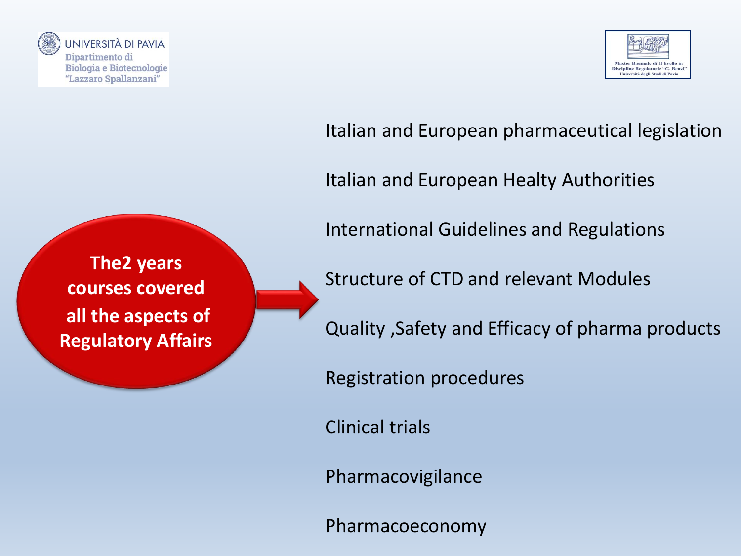UNIVERSITÀ DI PAVIA
Dipartimento di
Biologia e Biotecnologie
"Lazzaro Spallanzani"

Master Biennale di II livello in
Discipline Regolatorie "G. Benzi"
Università degli Studi di Pavia

**The2 years courses covered all the aspects of Regulatory Affairs**

- Italian and European pharmaceutical legislation
- Italian and European Healty Authorities
- International Guidelines and Regulations
- Structure of CTD and relevant Modules
- Quality ,Safety and Efficacy of pharma products
- Registration procedures
- Clinical trials
- Pharmacovigilance
- Pharmacoeconomy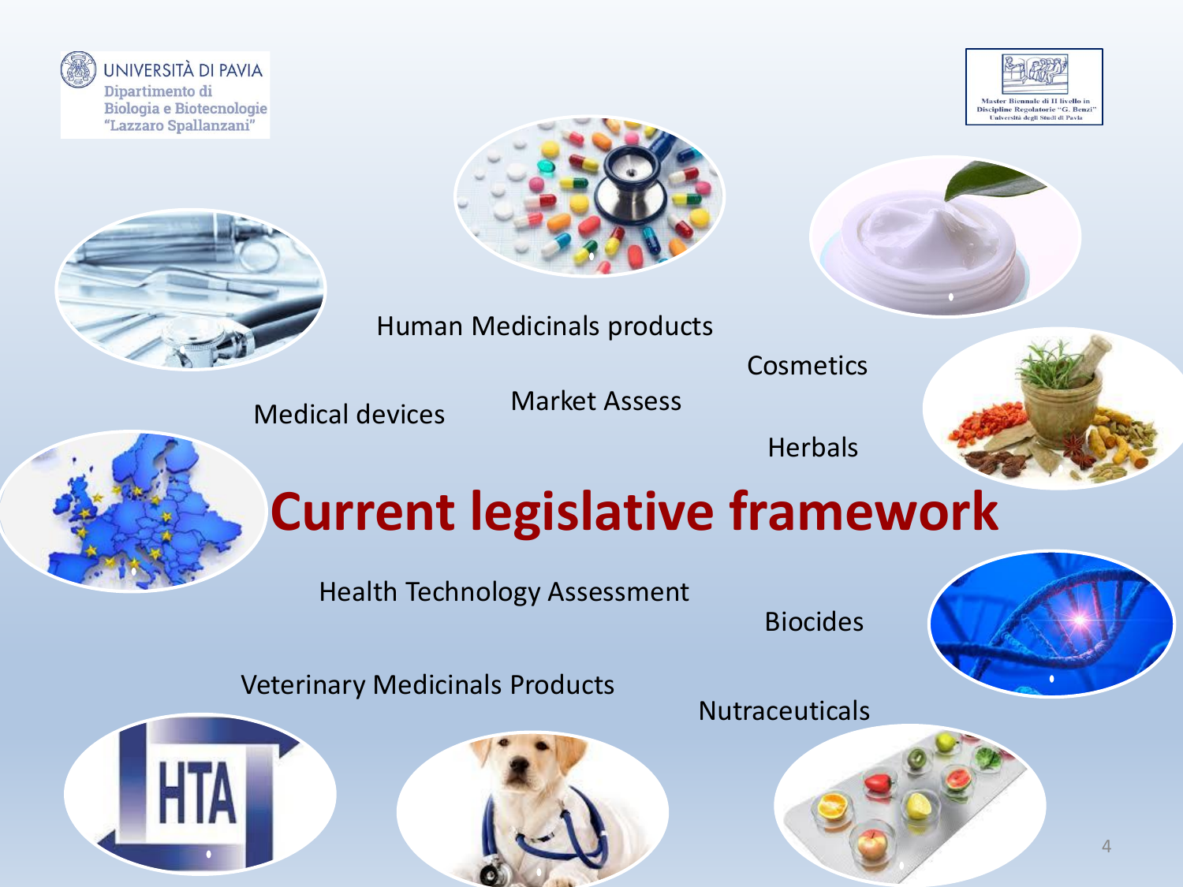# Current legislative framework

Human Medicinals products

Cosmetics

Medical devices

Market Assess

Herbals

Health Technology Assessment

Biocides

Veterinary Medicinals Products

Nutraceuticals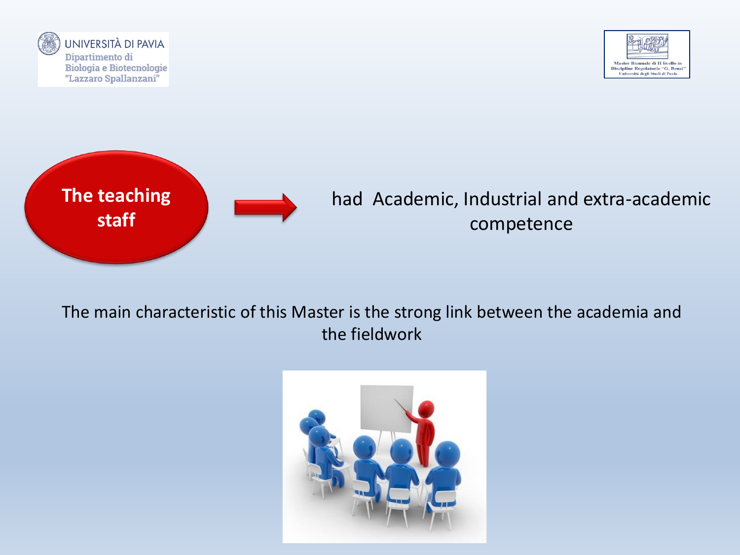UNIVERSITÀ DI PAVIA
Dipartimento di
Biologia e Biotecnologie
"Lazzaro Spallanzani"

Master Biennale di II livello in
Discipline Regolatorie "G. Benzi"
Università degli Studi di Pavia

**The teaching staff** → had Academic, Industrial and extra-academic competence

The main characteristic of this Master is the strong link between the academia and the fieldwork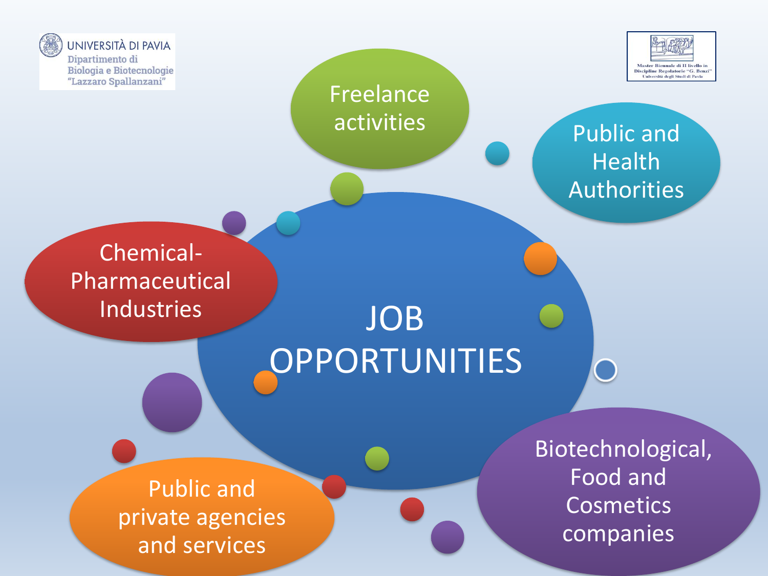UNIVERSITÀ DI PAVIA
Dipartimento di Biologia e Biotecnologie "Lazzaro Spallanzani"

Master Biennale di II livello in Discipline Regolatorie "G. Benzi"
Università degli Studi di Pavia

# JOB OPPORTUNITIES

- Freelance activities
- Public and Health Authorities
- Chemical-Pharmaceutical Industries
- Biotechnological, Food and Cosmetics companies
- Public and private agencies and services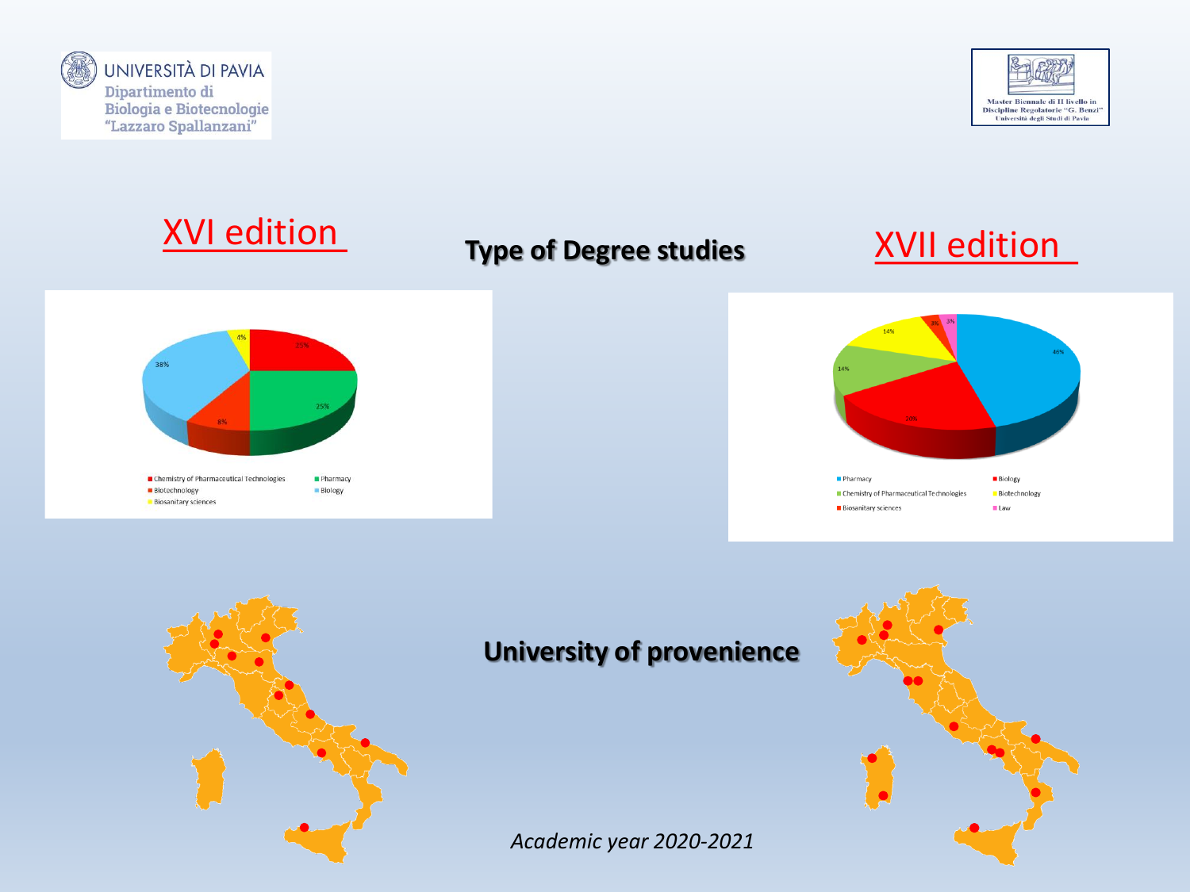UNIVERSITÀ DI PAVIA
Dipartimento di Biologia e Biotecnologie "Lazzaro Spallanzani"

Master Biennale di II livello in Discipline Regolatorie "G. Benzi" Università degli Studi di Pavia

## Type of Degree studies

### XVI edition

- Chemistry of Pharmaceutical Technologies: 25%
- Pharmacy: 25%
- Biotechnology: 8%
- Biology: 38%
- Biosanitary sciences: 4%

### XVII edition

- Pharmacy: 46%
- Biology: 20%
- Chemistry of Pharmaceutical Technologies: 14%
- Biotechnology: 14%
- Biosanitary sciences: 3%
- Law: 3%

## University of provenience

*Academic year 2020-2021*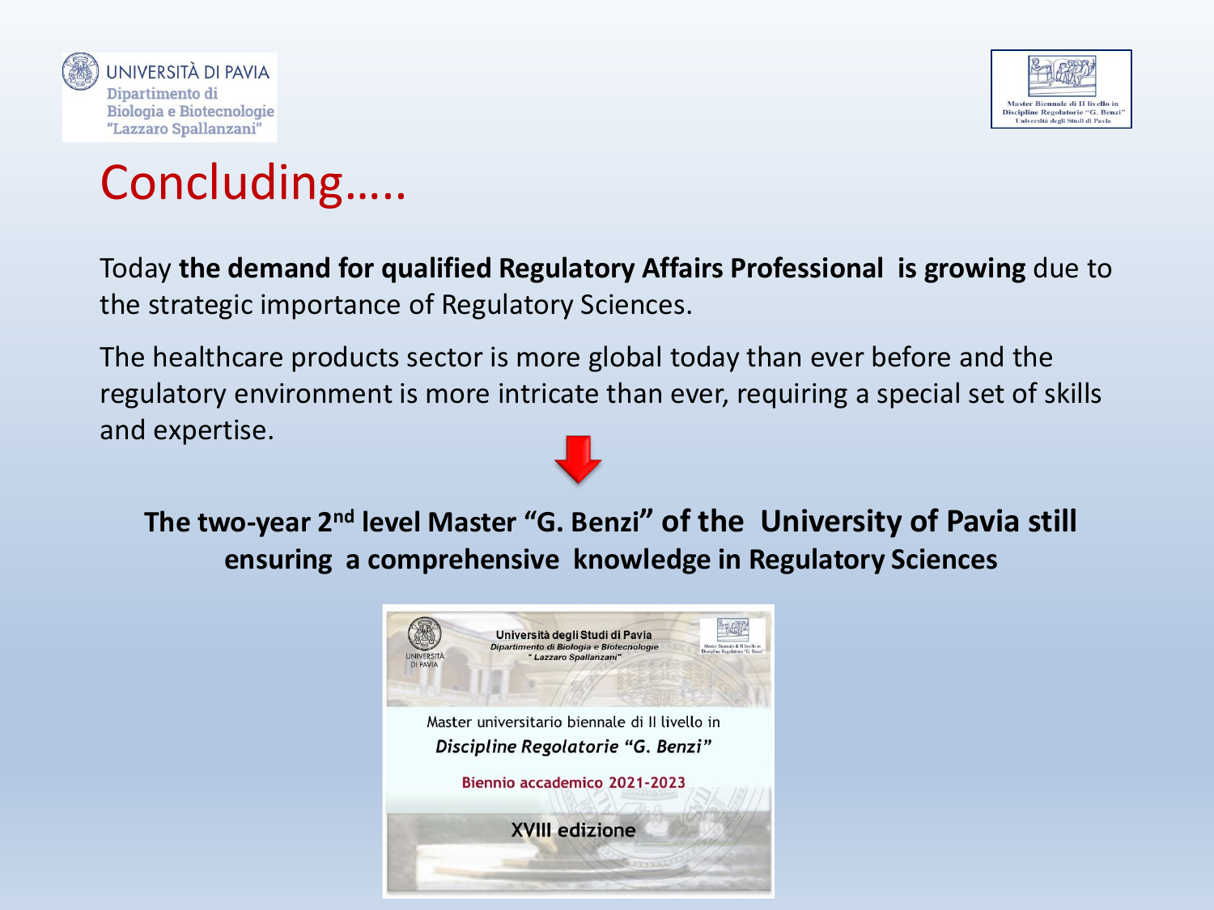UNIVERSITÀ DI PAVIA
Dipartimento di Biologia e Biotecnologie "Lazzaro Spallanzani"

Master Biennale di II livello in Discipline Regolatorie "G. Benzi" Università degli Studi di Pavia

# Concluding.....

Today **the demand for qualified Regulatory Affairs Professional is growing** due to the strategic importance of Regulatory Sciences.

The healthcare products sector is more global today than ever before and the regulatory environment is more intricate than ever, requiring a special set of skills and expertise.

**The two-year 2nd level Master "G. Benzi" of the University of Pavia still ensuring a comprehensive knowledge in Regulatory Sciences**

Università degli Studi di Pavia
*Dipartimento di Biologia e Biotecnologie " Lazzaro Spallanzani"*

Master universitario biennale di II livello in
***Discipline Regolatorie "G. Benzi"***

Biennio accademico 2021-2023

**XVIII edizione**